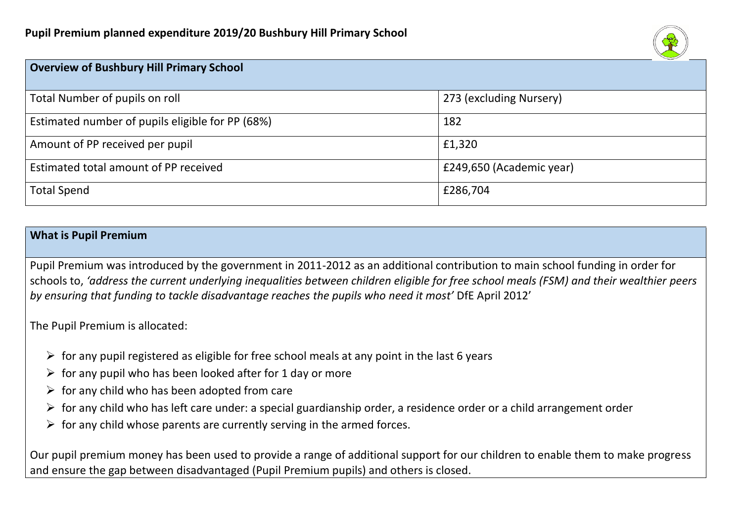# Pupil Premium planned expenditure 2019/20 Bushbury Hill Primary School

| **Overview of Bushbury Hill Primary School** | |
|---|---|
| Total Number of pupils on roll | 273 (excluding Nursery) |
| Estimated number of pupils eligible for PP (68%) | 182 |
| Amount of PP received per pupil | £1,320 |
| Estimated total amount of PP received | £249,650 (Academic year) |
| Total Spend | £286,704 |

## What is Pupil Premium

Pupil Premium was introduced by the government in 2011-2012 as an additional contribution to main school funding in order for schools to, *'address the current underlying inequalities between children eligible for free school meals (FSM) and their wealthier peers by ensuring that funding to tackle disadvantage reaches the pupils who need it most'* DfE April 2012'

The Pupil Premium is allocated:

- for any pupil registered as eligible for free school meals at any point in the last 6 years
- for any pupil who has been looked after for 1 day or more
- for any child who has been adopted from care
- for any child who has left care under: a special guardianship order, a residence order or a child arrangement order
- for any child whose parents are currently serving in the armed forces.

Our pupil premium money has been used to provide a range of additional support for our children to enable them to make progress and ensure the gap between disadvantaged (Pupil Premium pupils) and others is closed.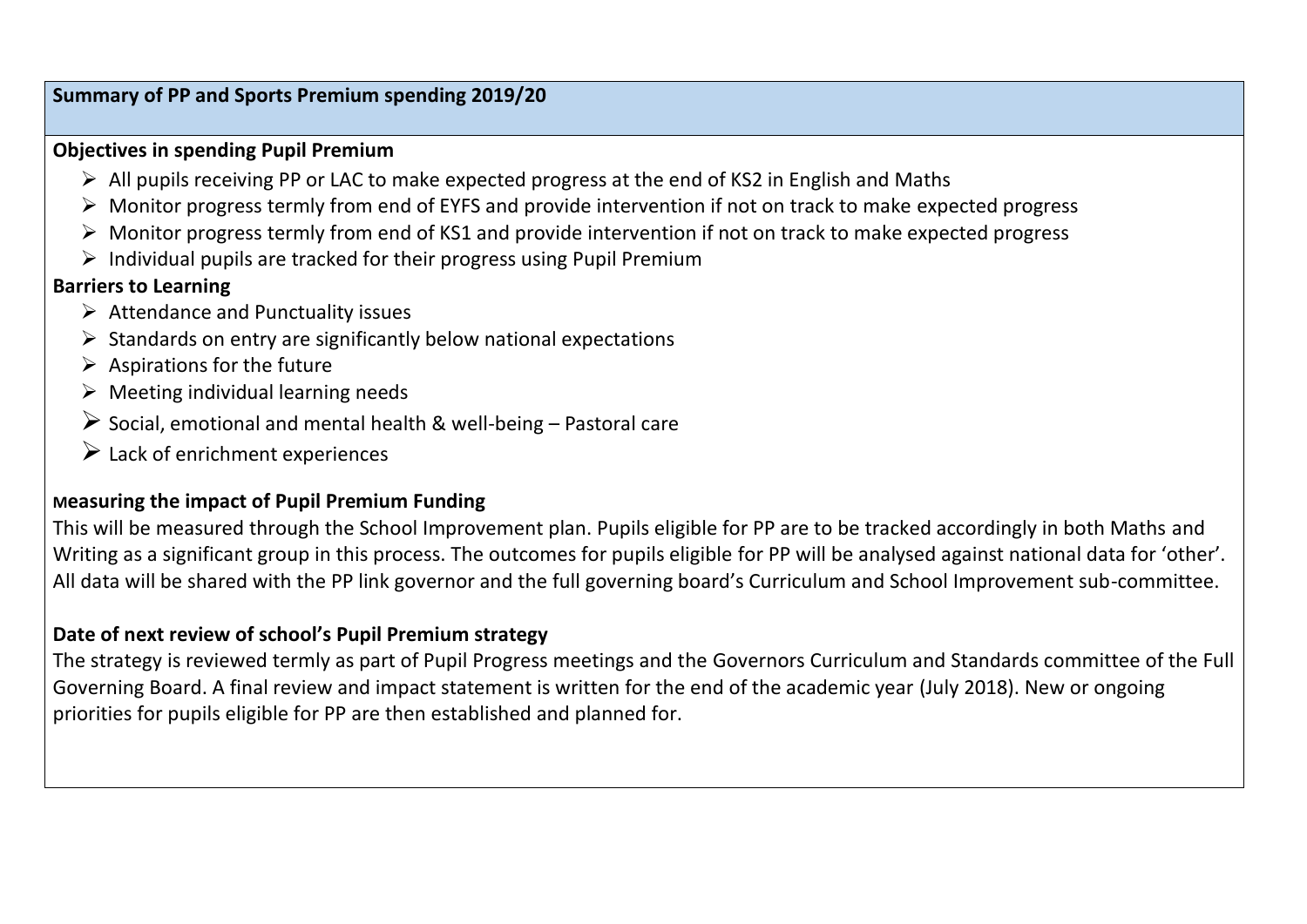**Summary of PP and Sports Premium spending 2019/20**

**Objectives in spending Pupil Premium**

- All pupils receiving PP or LAC to make expected progress at the end of KS2 in English and Maths
- Monitor progress termly from end of EYFS and provide intervention if not on track to make expected progress
- Monitor progress termly from end of KS1 and provide intervention if not on track to make expected progress
- Individual pupils are tracked for their progress using Pupil Premium

**Barriers to Learning**

- Attendance and Punctuality issues
- Standards on entry are significantly below national expectations
- Aspirations for the future
- Meeting individual learning needs
- Social, emotional and mental health & well-being – Pastoral care
- Lack of enrichment experiences

**Measuring the impact of Pupil Premium Funding**

This will be measured through the School Improvement plan. Pupils eligible for PP are to be tracked accordingly in both Maths and Writing as a significant group in this process. The outcomes for pupils eligible for PP will be analysed against national data for 'other'. All data will be shared with the PP link governor and the full governing board's Curriculum and School Improvement sub-committee.

**Date of next review of school's Pupil Premium strategy**

The strategy is reviewed termly as part of Pupil Progress meetings and the Governors Curriculum and Standards committee of the Full Governing Board. A final review and impact statement is written for the end of the academic year (July 2018). New or ongoing priorities for pupils eligible for PP are then established and planned for.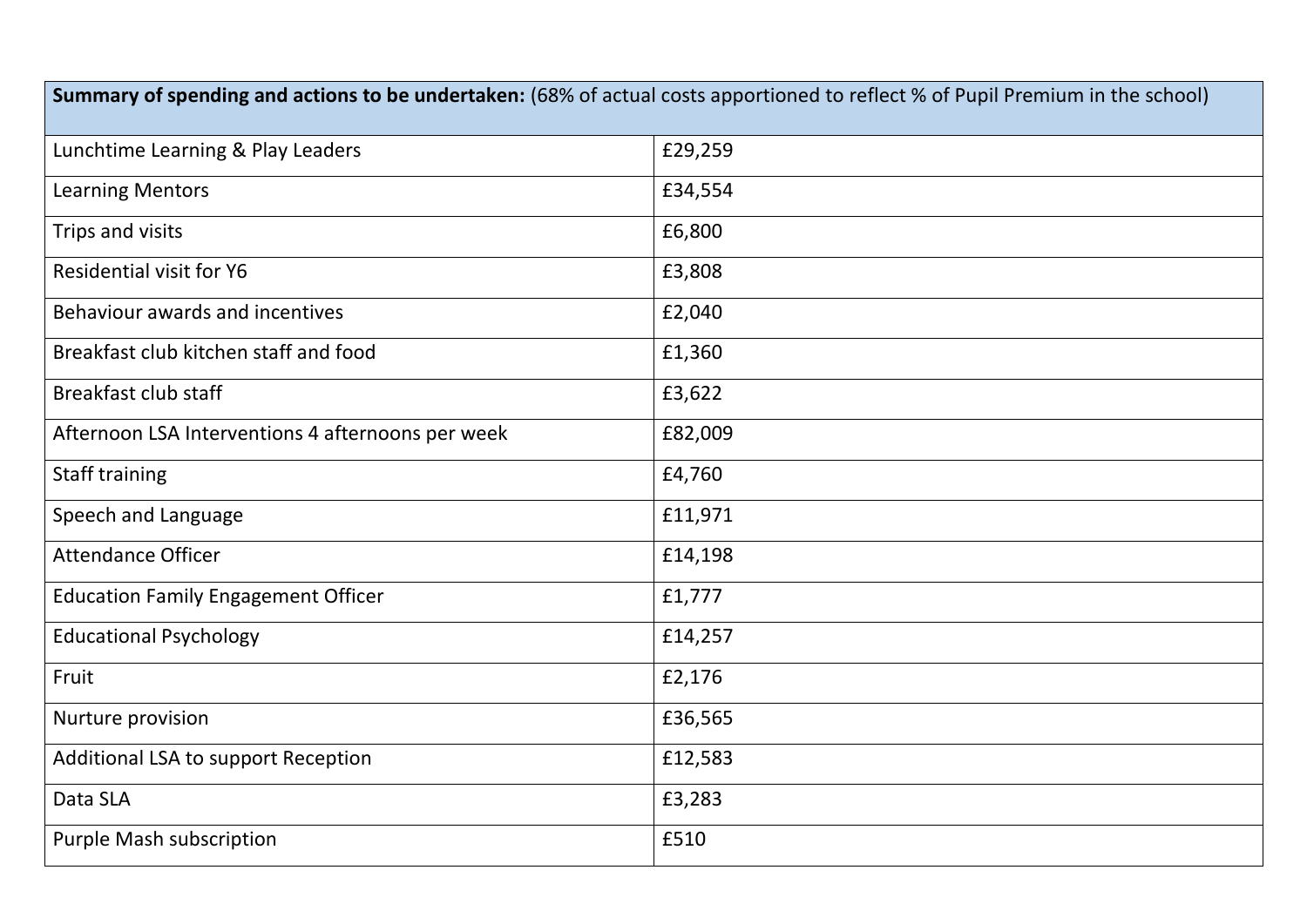| **Summary of spending and actions to be undertaken:** (68% of actual costs apportioned to reflect % of Pupil Premium in the school) | |
|---|---|
| Lunchtime Learning & Play Leaders | £29,259 |
| Learning Mentors | £34,554 |
| Trips and visits | £6,800 |
| Residential visit for Y6 | £3,808 |
| Behaviour awards and incentives | £2,040 |
| Breakfast club kitchen staff and food | £1,360 |
| Breakfast club staff | £3,622 |
| Afternoon LSA Interventions 4 afternoons per week | £82,009 |
| Staff training | £4,760 |
| Speech and Language | £11,971 |
| Attendance Officer | £14,198 |
| Education Family Engagement Officer | £1,777 |
| Educational Psychology | £14,257 |
| Fruit | £2,176 |
| Nurture provision | £36,565 |
| Additional LSA to support Reception | £12,583 |
| Data SLA | £3,283 |
| Purple Mash subscription | £510 |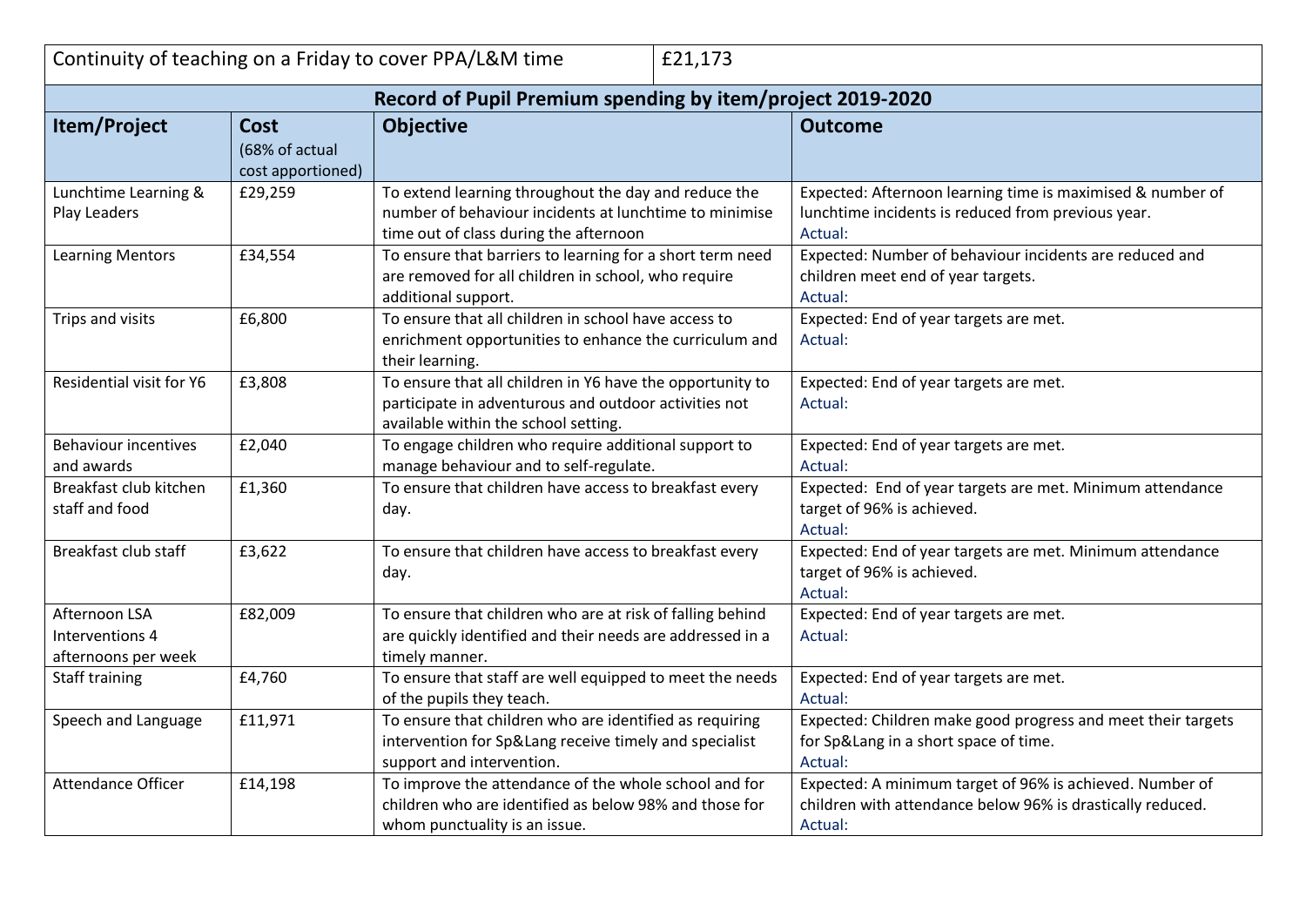| Continuity of teaching on a Friday to cover PPA/L&M time | £21,173 |
|---|---|

| Record of Pupil Premium spending by item/project 2019-2020 | | | |
|---|---|---|---|
| **Item/Project** | **Cost** (68% of actual cost apportioned) | **Objective** | **Outcome** |
| Lunchtime Learning & Play Leaders | £29,259 | To extend learning throughout the day and reduce the number of behaviour incidents at lunchtime to minimise time out of class during the afternoon | Expected: Afternoon learning time is maximised & number of lunchtime incidents is reduced from previous year.<br>Actual: |
| Learning Mentors | £34,554 | To ensure that barriers to learning for a short term need are removed for all children in school, who require additional support. | Expected: Number of behaviour incidents are reduced and children meet end of year targets.<br>Actual: |
| Trips and visits | £6,800 | To ensure that all children in school have access to enrichment opportunities to enhance the curriculum and their learning. | Expected: End of year targets are met.<br>Actual: |
| Residential visit for Y6 | £3,808 | To ensure that all children in Y6 have the opportunity to participate in adventurous and outdoor activities not available within the school setting. | Expected: End of year targets are met.<br>Actual: |
| Behaviour incentives and awards | £2,040 | To engage children who require additional support to manage behaviour and to self-regulate. | Expected: End of year targets are met.<br>Actual: |
| Breakfast club kitchen staff and food | £1,360 | To ensure that children have access to breakfast every day. | Expected: End of year targets are met. Minimum attendance target of 96% is achieved.<br>Actual: |
| Breakfast club staff | £3,622 | To ensure that children have access to breakfast every day. | Expected: End of year targets are met. Minimum attendance target of 96% is achieved.<br>Actual: |
| Afternoon LSA Interventions 4 afternoons per week | £82,009 | To ensure that children who are at risk of falling behind are quickly identified and their needs are addressed in a timely manner. | Expected: End of year targets are met.<br>Actual: |
| Staff training | £4,760 | To ensure that staff are well equipped to meet the needs of the pupils they teach. | Expected: End of year targets are met.<br>Actual: |
| Speech and Language | £11,971 | To ensure that children who are identified as requiring intervention for Sp&Lang receive timely and specialist support and intervention. | Expected: Children make good progress and meet their targets for Sp&Lang in a short space of time.<br>Actual: |
| Attendance Officer | £14,198 | To improve the attendance of the whole school and for children who are identified as below 98% and those for whom punctuality is an issue. | Expected: A minimum target of 96% is achieved. Number of children with attendance below 96% is drastically reduced.<br>Actual: |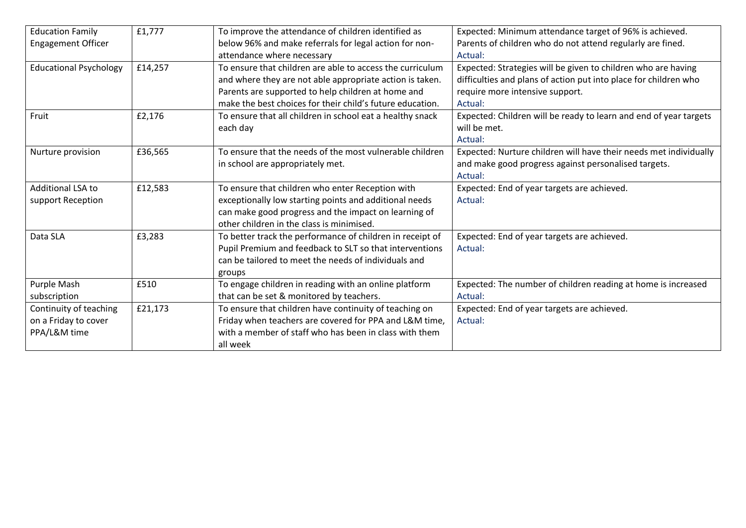| | | | |
|---|---|---|---|
| Education Family Engagement Officer | £1,777 | To improve the attendance of children identified as below 96% and make referrals for legal action for non-attendance where necessary | Expected: Minimum attendance target of 96% is achieved. Parents of children who do not attend regularly are fined.<br>Actual: |
| Educational Psychology | £14,257 | To ensure that children are able to access the curriculum and where they are not able appropriate action is taken. Parents are supported to help children at home and make the best choices for their child's future education. | Expected: Strategies will be given to children who are having difficulties and plans of action put into place for children who require more intensive support.<br>Actual: |
| Fruit | £2,176 | To ensure that all children in school eat a healthy snack each day | Expected: Children will be ready to learn and end of year targets will be met.<br>Actual: |
| Nurture provision | £36,565 | To ensure that the needs of the most vulnerable children in school are appropriately met. | Expected: Nurture children will have their needs met individually and make good progress against personalised targets.<br>Actual: |
| Additional LSA to support Reception | £12,583 | To ensure that children who enter Reception with exceptionally low starting points and additional needs can make good progress and the impact on learning of other children in the class is minimised. | Expected: End of year targets are achieved.<br>Actual: |
| Data SLA | £3,283 | To better track the performance of children in receipt of Pupil Premium and feedback to SLT so that interventions can be tailored to meet the needs of individuals and groups | Expected: End of year targets are achieved.<br>Actual: |
| Purple Mash subscription | £510 | To engage children in reading with an online platform that can be set & monitored by teachers. | Expected: The number of children reading at home is increased<br>Actual: |
| Continuity of teaching on a Friday to cover PPA/L&M time | £21,173 | To ensure that children have continuity of teaching on Friday when teachers are covered for PPA and L&M time, with a member of staff who has been in class with them all week | Expected: End of year targets are achieved.<br>Actual: |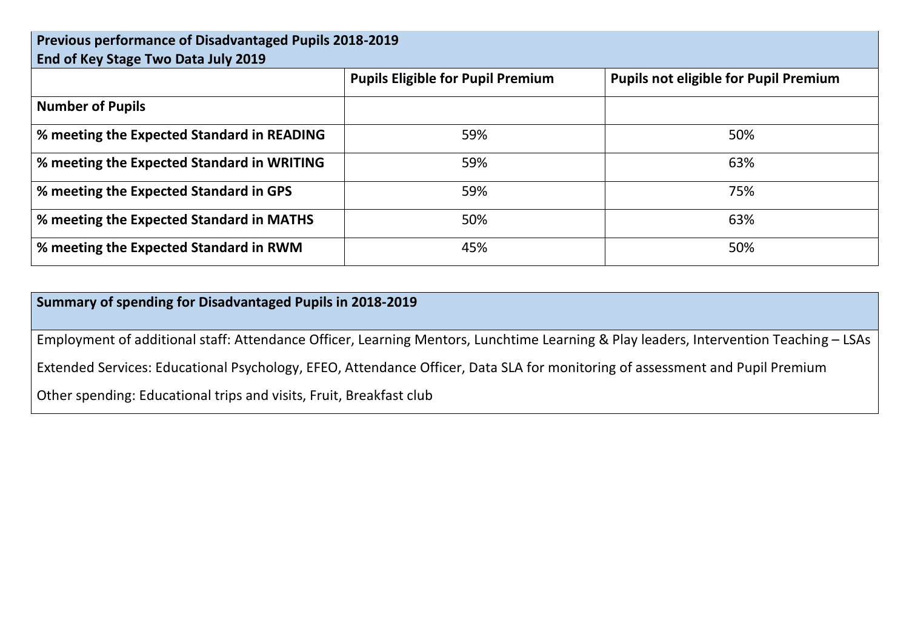| Previous performance of Disadvantaged Pupils 2018-2019<br>End of Key Stage Two Data July 2019 | | |
| --- | --- | --- |
| | **Pupils Eligible for Pupil Premium** | **Pupils not eligible for Pupil Premium** |
| **Number of Pupils** | | |
| **% meeting the Expected Standard in READING** | 59% | 50% |
| **% meeting the Expected Standard in WRITING** | 59% | 63% |
| **% meeting the Expected Standard in GPS** | 59% | 75% |
| **% meeting the Expected Standard in MATHS** | 50% | 63% |
| **% meeting the Expected Standard in RWM** | 45% | 50% |

**Summary of spending for Disadvantaged Pupils in 2018-2019**

Employment of additional staff: Attendance Officer, Learning Mentors, Lunchtime Learning & Play leaders, Intervention Teaching – LSAs

Extended Services: Educational Psychology, EFEO, Attendance Officer, Data SLA for monitoring of assessment and Pupil Premium

Other spending: Educational trips and visits, Fruit, Breakfast club